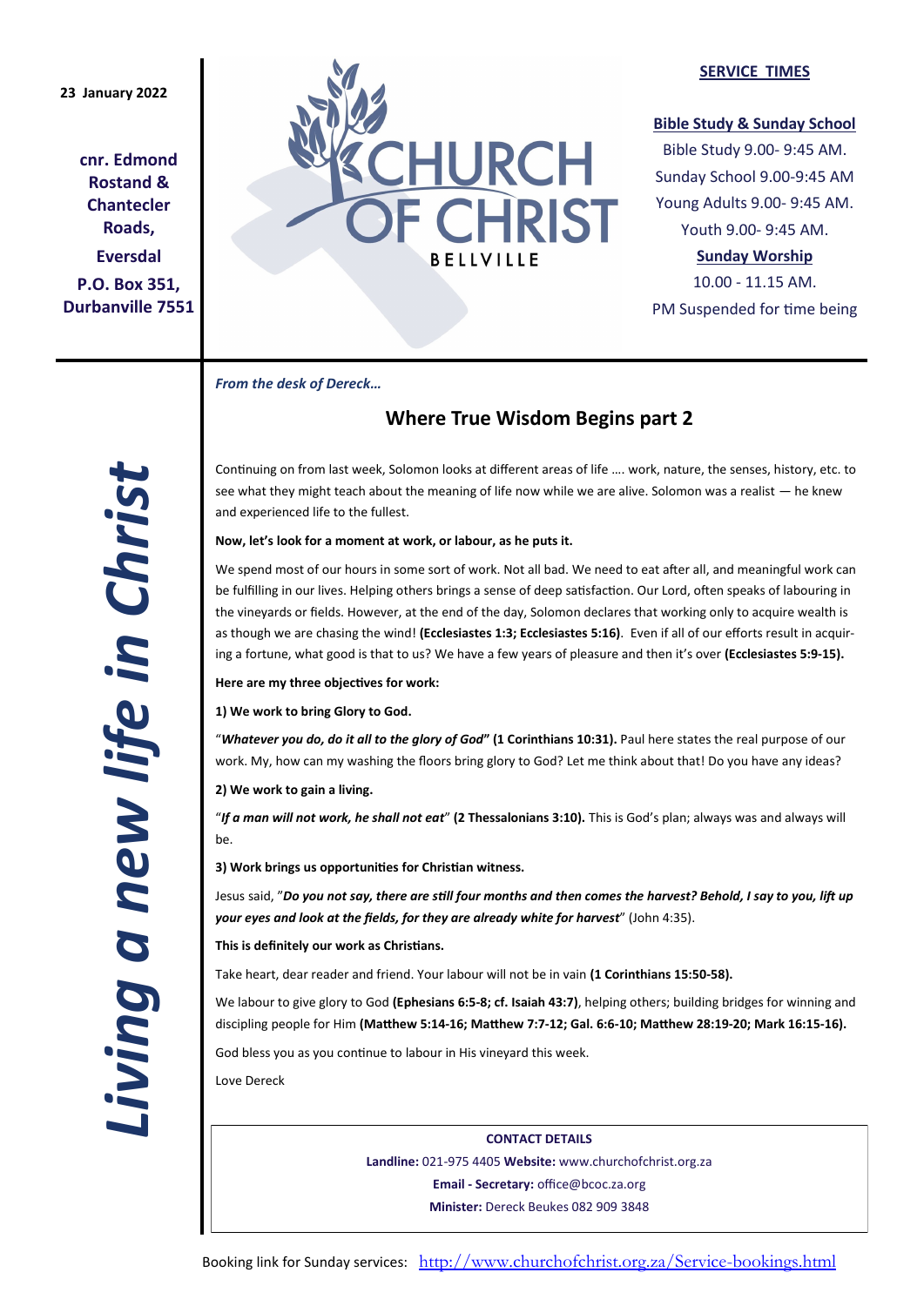**23 January 2022**

**cnr. Edmond Rostand & Chantecler Roads,**

**Eversdal**

**P.O. Box 351, Durbanville 7551**

# CHURCH OF CHRIST

BELLVILLE

**SERVICE TIMES**

**Bible Study & Sunday School**

Bible Study 9.00- 9:45 AM.

Sunday School 9.00-9:45 AM

Young Adults 9.00- 9:45 AM.

Youth 9.00- 9:45 AM.

**Sunday Worship**

10.00 - 11.15 AM.

PM Suspended for time being

***Living a new life in Christ***

***From the desk of Dereck…***

## Where True Wisdom Begins part 2

Continuing on from last week, Solomon looks at different areas of life …. work, nature, the senses, history, etc. to see what they might teach about the meaning of life now while we are alive. Solomon was a realist — he knew and experienced life to the fullest.

**Now, let's look for a moment at work, or labour, as he puts it.**

We spend most of our hours in some sort of work. Not all bad. We need to eat after all, and meaningful work can be fulfilling in our lives. Helping others brings a sense of deep satisfaction. Our Lord, often speaks of labouring in the vineyards or fields. However, at the end of the day, Solomon declares that working only to acquire wealth is as though we are chasing the wind! **(Ecclesiastes 1:3; Ecclesiastes 5:16)**. Even if all of our efforts result in acquiring a fortune, what good is that to us? We have a few years of pleasure and then it's over **(Ecclesiastes 5:9-15).**

**Here are my three objectives for work:**

**1) We work to bring Glory to God.**

"***Whatever you do, do it all to the glory of God***" **(1 Corinthians 10:31).** Paul here states the real purpose of our work. My, how can my washing the floors bring glory to God? Let me think about that! Do you have any ideas?

**2) We work to gain a living.**

"***If a man will not work, he shall not eat***" **(2 Thessalonians 3:10).** This is God's plan; always was and always will be.

**3) Work brings us opportunities for Christian witness.**

Jesus said, "***Do you not say, there are still four months and then comes the harvest? Behold, I say to you, lift up your eyes and look at the fields, for they are already white for harvest***" (John 4:35).

**This is definitely our work as Christians.**

Take heart, dear reader and friend. Your labour will not be in vain **(1 Corinthians 15:50-58).**

We labour to give glory to God **(Ephesians 6:5-8; cf. Isaiah 43:7)**, helping others; building bridges for winning and discipling people for Him **(Matthew 5:14-16; Matthew 7:7-12; Gal. 6:6-10; Matthew 28:19-20; Mark 16:15-16).**

God bless you as you continue to labour in His vineyard this week.

Love Dereck

**CONTACT DETAILS**

**Landline:** 021-975 4405 **Website:** www.churchofchrist.org.za

**Email - Secretary:** office@bcoc.za.org

**Minister:** Dereck Beukes 082 909 3848

Booking link for Sunday services: http://www.churchofchrist.org.za/Service-bookings.html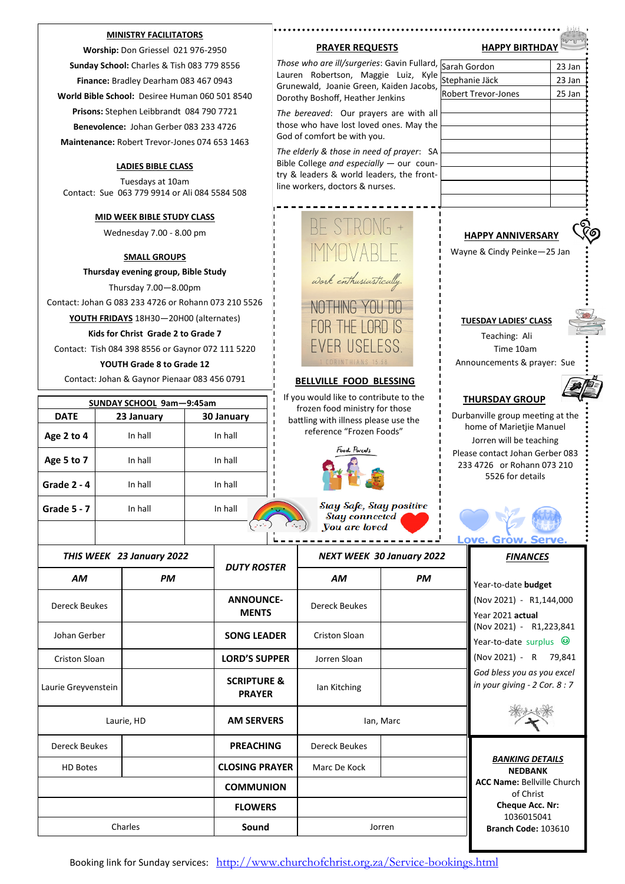## MINISTRY FACILITATORS

**Worship:** Don Griessel 021 976-2950

**Sunday School:** Charles & Tish 083 779 8556

**Finance:** Bradley Dearham 083 467 0943

**World Bible School:** Desiree Human 060 501 8540

**Prisons:** Stephen Leibbrandt 084 790 7721

**Benevolence:** Johan Gerber 083 233 4726

**Maintenance:** Robert Trevor-Jones 074 653 1463

## LADIES BIBLE CLASS

Tuesdays at 10am

Contact: Sue 063 779 9914 or Ali 084 5584 508

## MID WEEK BIBLE STUDY CLASS

Wednesday 7.00 - 8.00 pm

## SMALL GROUPS

**Thursday evening group, Bible Study**

Thursday 7.00—8.00pm

Contact: Johan G 083 233 4726 or Rohann 073 210 5526

**YOUTH FRIDAYS** 18H30—20H00 (alternates)

**Kids for Christ Grade 2 to Grade 7**

Contact: Tish 084 398 8556 or Gaynor 072 111 5220

**YOUTH Grade 8 to Grade 12**

Contact: Johan & Gaynor Pienaar 083 456 0791

| SUNDAY SCHOOL 9am—9:45am | | |
|---|---|---|
| **DATE** | **23 January** | **30 January** |
| **Age 2 to 4** | In hall | In hall |
| **Age 5 to 7** | In hall | In hall |
| **Grade 2 - 4** | In hall | In hall |
| **Grade 5 - 7** | In hall | In hall |
| | | |

## PRAYER REQUESTS

*Those who are ill/surgeries*: Gavin Fullard, Lauren Robertson, Maggie Luiz, Kyle Grunewald, Joanie Green, Kaiden Jacobs, Dorothy Boshoff, Heather Jenkins

*The bereaved*: Our prayers are with all those who have lost loved ones. May the God of comfort be with you.

*The elderly & those in need of prayer*: SA Bible College *and especially* — our country & leaders & world leaders, the front-line workers, doctors & nurses.

BE STRONG + IMMOVABLE. work enthusiastically. NOTHING YOU DO FOR THE LORD IS EVER USELESS. 1 CORINTHIANS 15:58

## BELLVILLE FOOD BLESSING

If you would like to contribute to the frozen food ministry for those battling with illness please use the reference "Frozen Foods"

Food Parcels

*Stay Safe, Stay positive*
*Stay connected*
*You are loved*

## HAPPY BIRTHDAY

| | |
|---|---|
| Sarah Gordon | 23 Jan |
| Stephanie Jäck | 23 Jan |
| Robert Trevor-Jones | 25 Jan |

## HAPPY ANNIVERSARY

Wayne & Cindy Peinke—25 Jan

## TUESDAY LADIES' CLASS

Teaching: Ali

Time 10am

Announcements & prayer: Sue

## THURSDAY GROUP

Durbanville group meeting at the home of Marietjie Manuel

Jorren will be teaching

Please contact Johan Gerber 083 233 4726 or Rohann 073 210 5526 for details

Love. Grow. Serve.

| *THIS WEEK 23 January 2022* | | *DUTY ROSTER* | *NEXT WEEK 30 January 2022* | |
|---|---|---|---|---|
| ***AM*** | ***PM*** | | ***AM*** | ***PM*** |
| Dereck Beukes | | **ANNOUNCE-MENTS** | Dereck Beukes | |
| Johan Gerber | | **SONG LEADER** | Criston Sloan | |
| Criston Sloan | | **LORD'S SUPPER** | Jorren Sloan | |
| Laurie Greyvenstein | | **SCRIPTURE & PRAYER** | Ian Kitching | |
| Laurie, HD | | **AM SERVERS** | Ian, Marc | |
| Dereck Beukes | | **PREACHING** | Dereck Beukes | |
| HD Botes | | **CLOSING PRAYER** | Marc De Kock | |
| | | **COMMUNION** | | |
| | | **FLOWERS** | | |
| Charles | | **Sound** | Jorren | |

## *FINANCES*

Year-to-date **budget**
(Nov 2021) - R1,144,000

Year 2021 **actual**
(Nov 2021) - R1,223,841

Year-to-date surplus ☺
(Nov 2021) - R 79,841

*God bless you as you excel in your giving - 2 Cor. 8 : 7*

***BANKING DETAILS***

**NEDBANK**

**ACC Name:** Bellville Church of Christ

**Cheque Acc. Nr:** 1036015041

**Branch Code:** 103610

Booking link for Sunday services: http://www.churchofchrist.org.za/Service-bookings.html